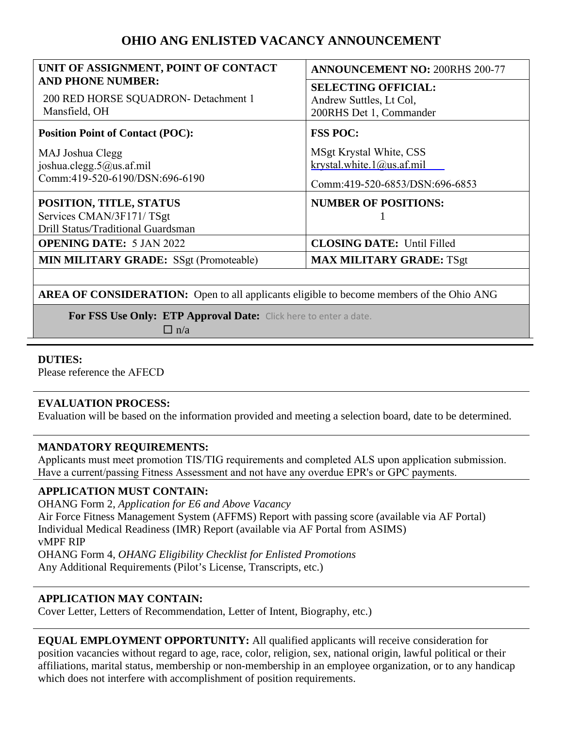# OHIO ANG ENLISTED VACANCY ANNOUNCEMENT

| **UNIT OF ASSIGNMENT, POINT OF CONTACT AND PHONE NUMBER:** 200 RED HORSE SQUADRON- Detachment 1 Mansfield, OH | **ANNOUNCEMENT NO:** 200RHS 200-77 |
|---|---|
| | **SELECTING OFFICIAL:** Andrew Suttles, Lt Col, 200RHS Det 1, Commander |
| **Position Point of Contact (POC):** MAJ Joshua Clegg joshua.clegg.5@us.af.mil Comm:419-520-6190/DSN:696-6190 | **FSS POC:** MSgt Krystal White, CSS krystal.white.1@us.af.mil Comm:419-520-6853/DSN:696-6853 |
| **POSITION, TITLE, STATUS** Services CMAN/3F171/ TSgt Drill Status/Traditional Guardsman | **NUMBER OF POSITIONS:** 1 |
| **OPENING DATE:** 5 JAN 2022 | **CLOSING DATE:** Until Filled |
| **MIN MILITARY GRADE:** SSgt (Promoteable) | **MAX MILITARY GRADE:** TSgt |

**AREA OF CONSIDERATION:** Open to all applicants eligible to become members of the Ohio ANG

**For FSS Use Only: ETP Approval Date:** Click here to enter a date.
☐ n/a

**DUTIES:**
Please reference the AFECD

**EVALUATION PROCESS:**
Evaluation will be based on the information provided and meeting a selection board, date to be determined.

**MANDATORY REQUIREMENTS:**
Applicants must meet promotion TIS/TIG requirements and completed ALS upon application submission. Have a current/passing Fitness Assessment and not have any overdue EPR's or GPC payments.

**APPLICATION MUST CONTAIN:**
OHANG Form 2, *Application for E6 and Above Vacancy*
Air Force Fitness Management System (AFFMS) Report with passing score (available via AF Portal)
Individual Medical Readiness (IMR) Report (available via AF Portal from ASIMS)
vMPF RIP
OHANG Form 4, *OHANG Eligibility Checklist for Enlisted Promotions*
Any Additional Requirements (Pilot's License, Transcripts, etc.)

**APPLICATION MAY CONTAIN:**
Cover Letter, Letters of Recommendation, Letter of Intent, Biography, etc.)

**EQUAL EMPLOYMENT OPPORTUNITY:** All qualified applicants will receive consideration for position vacancies without regard to age, race, color, religion, sex, national origin, lawful political or their affiliations, marital status, membership or non-membership in an employee organization, or to any handicap which does not interfere with accomplishment of position requirements.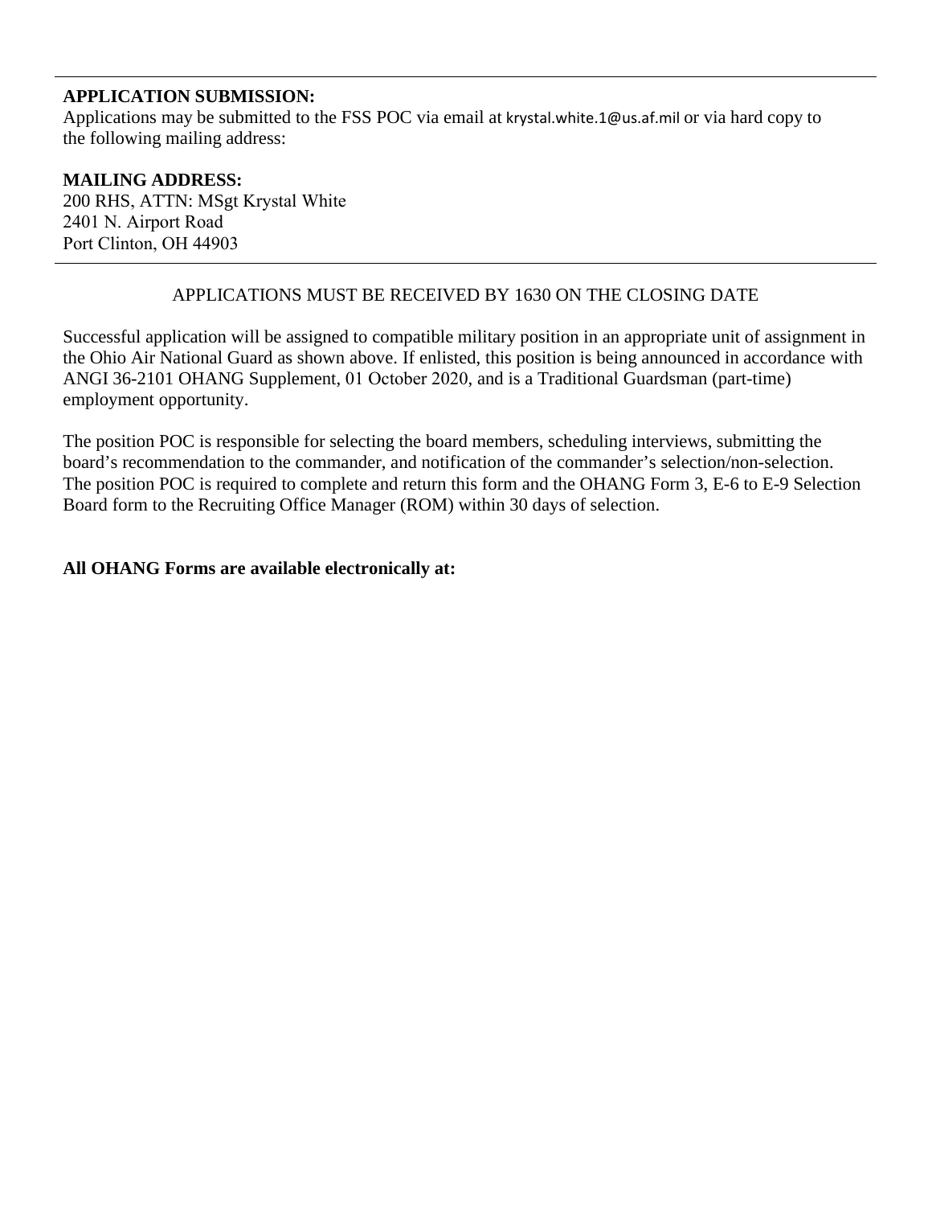**APPLICATION SUBMISSION:**
Applications may be submitted to the FSS POC via email at krystal.white.1@us.af.mil or via hard copy to the following mailing address:

**MAILING ADDRESS:**
200 RHS, ATTN: MSgt Krystal White
2401 N. Airport Road
Port Clinton, OH 44903

APPLICATIONS MUST BE RECEIVED BY 1630 ON THE CLOSING DATE

Successful application will be assigned to compatible military position in an appropriate unit of assignment in the Ohio Air National Guard as shown above. If enlisted, this position is being announced in accordance with ANGI 36-2101 OHANG Supplement, 01 October 2020, and is a Traditional Guardsman (part-time) employment opportunity.

The position POC is responsible for selecting the board members, scheduling interviews, submitting the board's recommendation to the commander, and notification of the commander's selection/non-selection. The position POC is required to complete and return this form and the OHANG Form 3, E-6 to E-9 Selection Board form to the Recruiting Office Manager (ROM) within 30 days of selection.

**All OHANG Forms are available electronically at:**